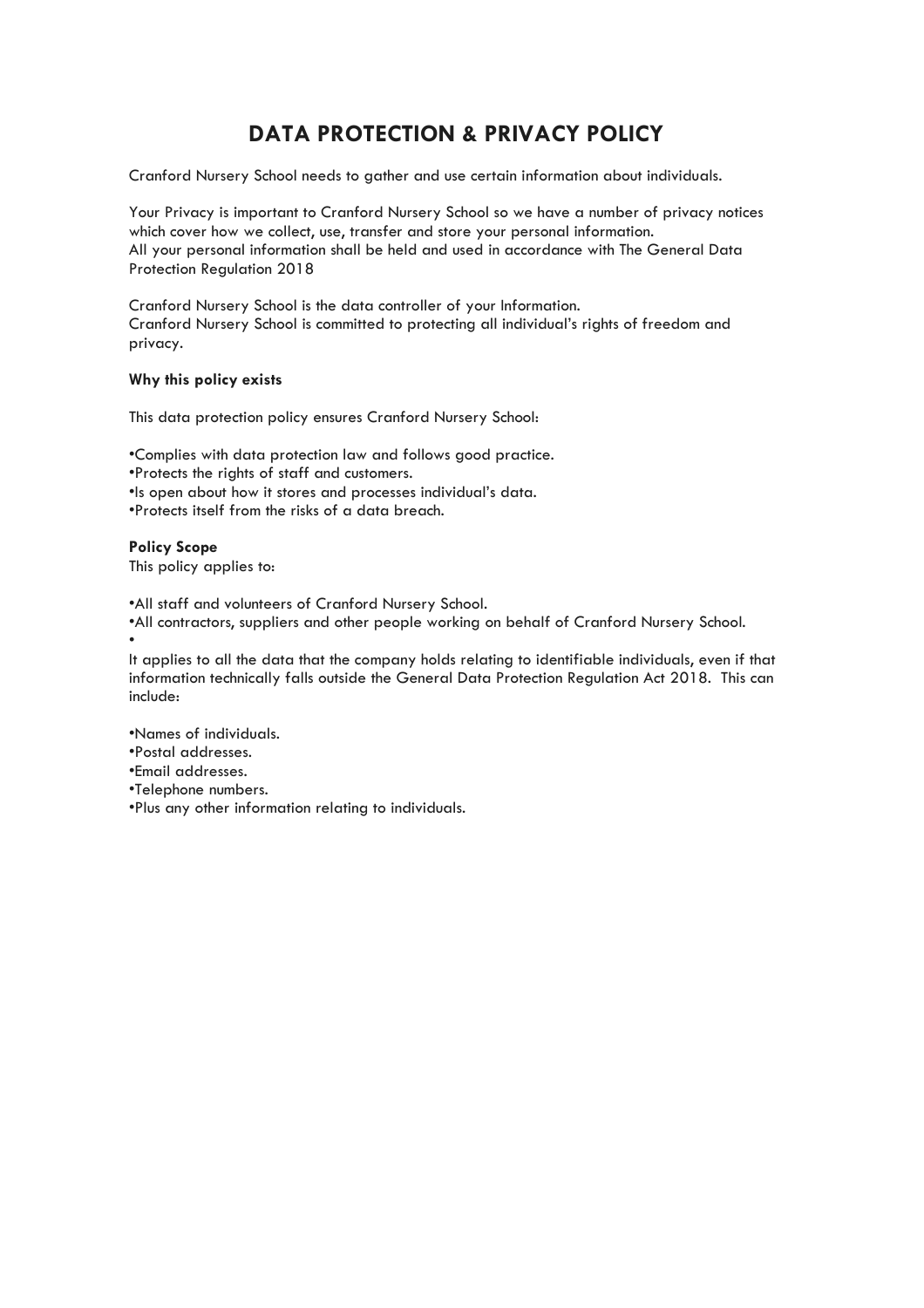# DATA PROTECTION & PRIVACY POLICY

Cranford Nursery School needs to gather and use certain information about individuals.

Your Privacy is important to Cranford Nursery School so we have a number of privacy notices which cover how we collect, use, transfer and store your personal information.
All your personal information shall be held and used in accordance with The General Data Protection Regulation 2018

Cranford Nursery School is the data controller of your Information.
Cranford Nursery School is committed to protecting all individual's rights of freedom and privacy.

**Why this policy exists**

This data protection policy ensures Cranford Nursery School:

- Complies with data protection law and follows good practice.
- Protects the rights of staff and customers.
- Is open about how it stores and processes individual's data.
- Protects itself from the risks of a data breach.

**Policy Scope**
This policy applies to:

- All staff and volunteers of Cranford Nursery School.
- All contractors, suppliers and other people working on behalf of Cranford Nursery School.
- 

It applies to all the data that the company holds relating to identifiable individuals, even if that information technically falls outside the General Data Protection Regulation Act 2018. This can include:

- Names of individuals.
- Postal addresses.
- Email addresses.
- Telephone numbers.
- Plus any other information relating to individuals.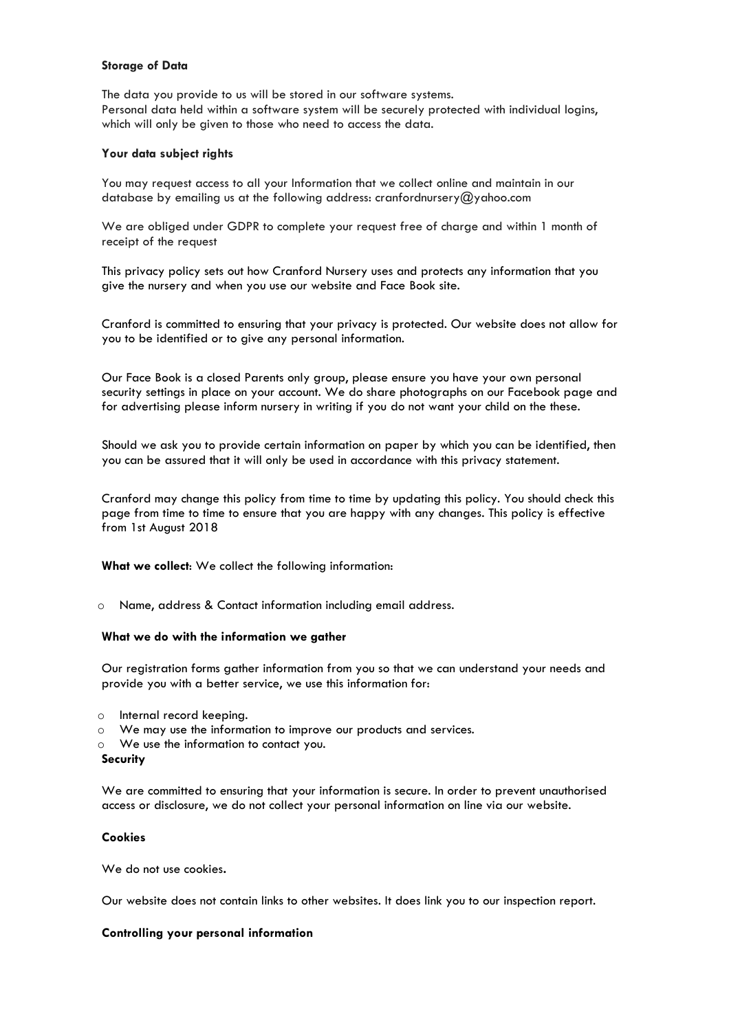**Storage of Data**

The data you provide to us will be stored in our software systems.
Personal data held within a software system will be securely protected with individual logins, which will only be given to those who need to access the data.

**Your data subject rights**

You may request access to all your Information that we collect online and maintain in our database by emailing us at the following address: cranfordnursery@yahoo.com

We are obliged under GDPR to complete your request free of charge and within 1 month of receipt of the request

This privacy policy sets out how Cranford Nursery uses and protects any information that you give the nursery and when you use our website and Face Book site.

Cranford is committed to ensuring that your privacy is protected. Our website does not allow for you to be identified or to give any personal information.

Our Face Book is a closed Parents only group, please ensure you have your own personal security settings in place on your account. We do share photographs on our Facebook page and for advertising please inform nursery in writing if you do not want your child on the these.

Should we ask you to provide certain information on paper by which you can be identified, then you can be assured that it will only be used in accordance with this privacy statement.

Cranford may change this policy from time to time by updating this policy. You should check this page from time to time to ensure that you are happy with any changes. This policy is effective from 1st August 2018

**What we collect**: We collect the following information:

- Name, address & Contact information including email address.

**What we do with the information we gather**

Our registration forms gather information from you so that we can understand your needs and provide you with a better service, we use this information for:

- Internal record keeping.
- We may use the information to improve our products and services.
- We use the information to contact you.

**Security**

We are committed to ensuring that your information is secure. In order to prevent unauthorised access or disclosure, we do not collect your personal information on line via our website.

**Cookies**

We do not use cookies.

Our website does not contain links to other websites. It does link you to our inspection report.

**Controlling your personal information**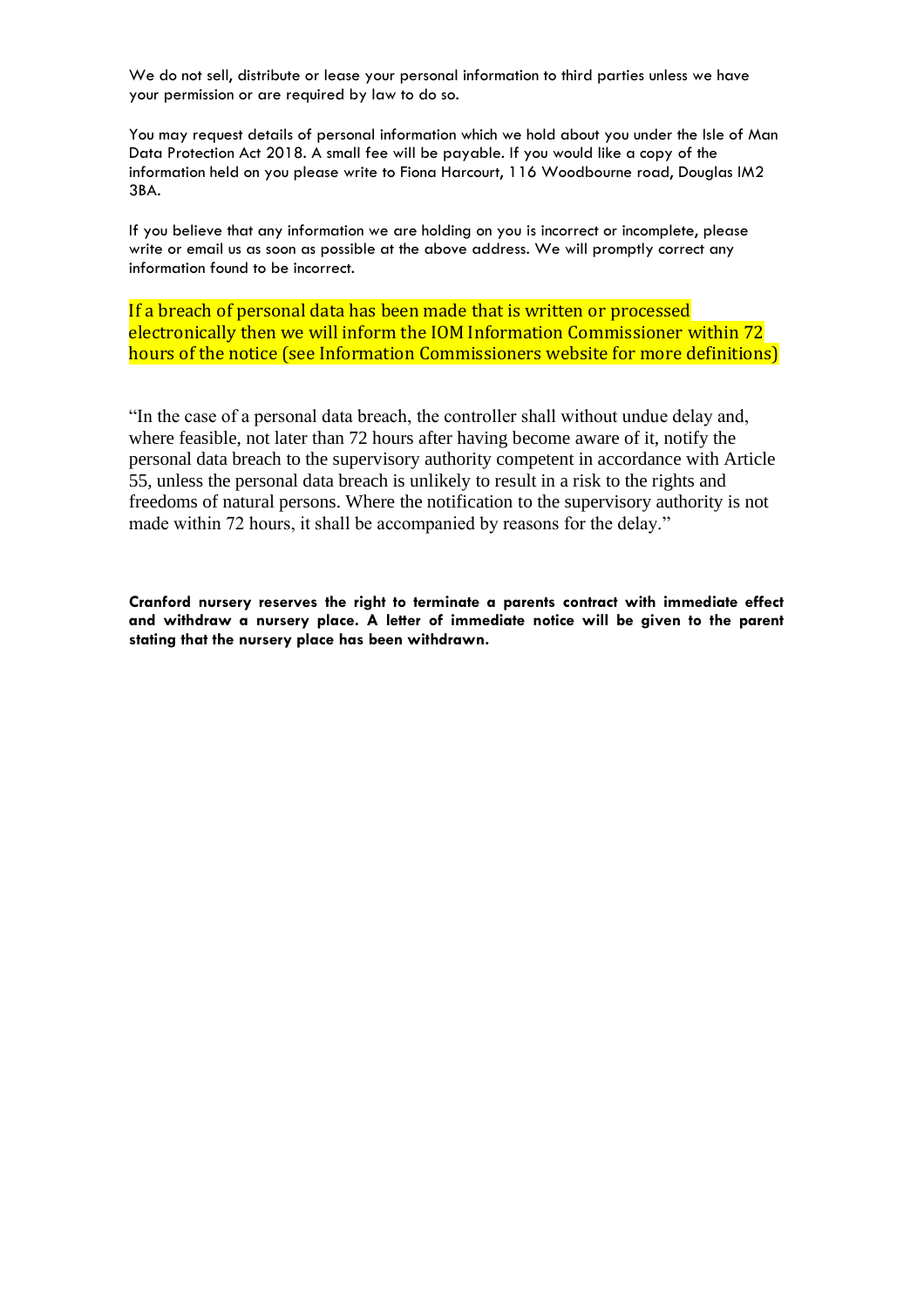We do not sell, distribute or lease your personal information to third parties unless we have your permission or are required by law to do so.

You may request details of personal information which we hold about you under the Isle of Man Data Protection Act 2018. A small fee will be payable. If you would like a copy of the information held on you please write to Fiona Harcourt, 116 Woodbourne road, Douglas IM2 3BA.

If you believe that any information we are holding on you is incorrect or incomplete, please write or email us as soon as possible at the above address. We will promptly correct any information found to be incorrect.

If a breach of personal data has been made that is written or processed electronically then we will inform the IOM Information Commissioner within 72 hours of the notice (see Information Commissioners website for more definitions)

"In the case of a personal data breach, the controller shall without undue delay and, where feasible, not later than 72 hours after having become aware of it, notify the personal data breach to the supervisory authority competent in accordance with Article 55, unless the personal data breach is unlikely to result in a risk to the rights and freedoms of natural persons. Where the notification to the supervisory authority is not made within 72 hours, it shall be accompanied by reasons for the delay."

**Cranford nursery reserves the right to terminate a parents contract with immediate effect and withdraw a nursery place. A letter of immediate notice will be given to the parent stating that the nursery place has been withdrawn.**